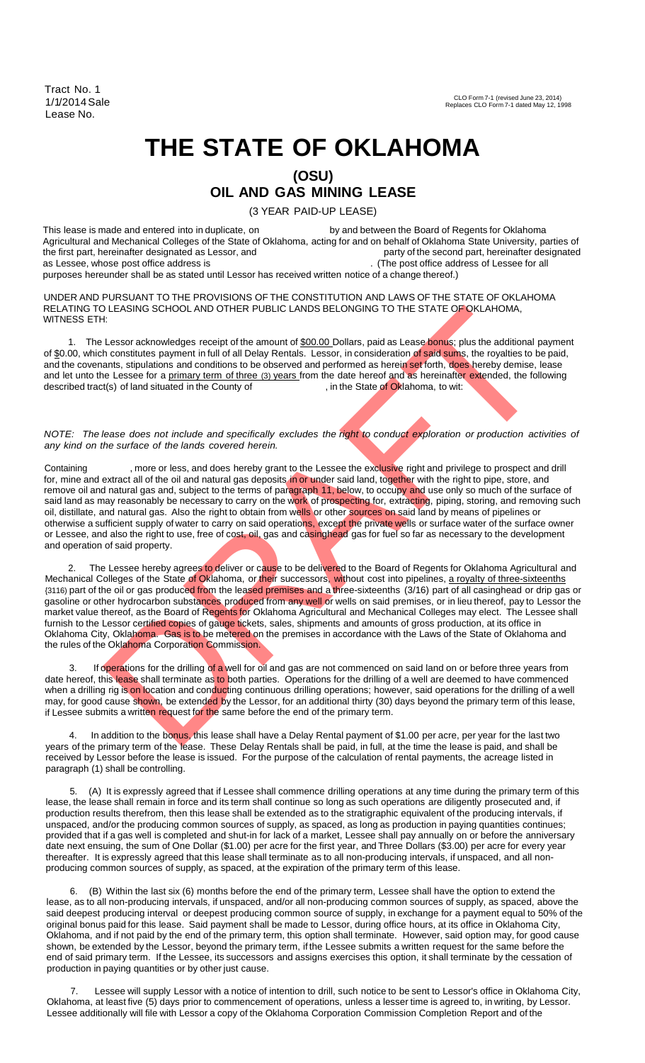Tract No. 1
1/1/2014 Sale
Lease No.

CLO Form 7-1 (revised June 23, 2014)
Replaces CLO Form 7-1 dated May 12, 1998

# THE STATE OF OKLAHOMA

## (OSU)
## OIL AND GAS MINING LEASE

(3 YEAR PAID-UP LEASE)

This lease is made and entered into in duplicate, on                          by and between the Board of Regents for Oklahoma Agricultural and Mechanical Colleges of the State of Oklahoma, acting for and on behalf of Oklahoma State University, parties of the first part, hereinafter designated as Lessor, and                                        party of the second part, hereinafter designated as Lessee, whose post office address is                                        . (The post office address of Lessee for all purposes hereunder shall be as stated until Lessor has received written notice of a change thereof.)

UNDER AND PURSUANT TO THE PROVISIONS OF THE CONSTITUTION AND LAWS OF THE STATE OF OKLAHOMA RELATING TO LEASING SCHOOL AND OTHER PUBLIC LANDS BELONGING TO THE STATE OF OKLAHOMA, WITNESS ETH:

1. The Lessor acknowledges receipt of the amount of $00.00 Dollars, paid as Lease bonus; plus the additional payment of $0.00, which constitutes payment in full of all Delay Rentals. Lessor, in consideration of said sums, the royalties to be paid, and the covenants, stipulations and conditions to be observed and performed as herein set forth, does hereby demise, lease and let unto the Lessee for a primary term of three (3) years from the date hereof and as hereinafter extended, the following described tract(s) of land situated in the County of                    , in the State of Oklahoma, to wit:

*NOTE: The lease does not include and specifically excludes the right to conduct exploration or production activities of any kind on the surface of the lands covered herein.*

Containing           , more or less, and does hereby grant to the Lessee the exclusive right and privilege to prospect and drill for, mine and extract all of the oil and natural gas deposits in or under said land, together with the right to pipe, store, and remove oil and natural gas and, subject to the terms of paragraph 11, below, to occupy and use only so much of the surface of said land as may reasonably be necessary to carry on the work of prospecting for, extracting, piping, storing, and removing such oil, distillate, and natural gas. Also the right to obtain from wells or other sources on said land by means of pipelines or otherwise a sufficient supply of water to carry on said operations, except the private wells or surface water of the surface owner or Lessee, and also the right to use, free of cost, oil, gas and casinghead gas for fuel so far as necessary to the development and operation of said property.

2. The Lessee hereby agrees to deliver or cause to be delivered to the Board of Regents for Oklahoma Agricultural and Mechanical Colleges of the State of Oklahoma, or their successors, without cost into pipelines, a royalty of three-sixteenths (3116) part of the oil or gas produced from the leased premises and a three-sixteenths (3/16) part of all casinghead or drip gas or gasoline or other hydrocarbon substances produced from any well or wells on said premises, or in lieu thereof, pay to Lessor the market value thereof, as the Board of Regents for Oklahoma Agricultural and Mechanical Colleges may elect. The Lessee shall furnish to the Lessor certified copies of gauge tickets, sales, shipments and amounts of gross production, at its office in Oklahoma City, Oklahoma. Gas is to be metered on the premises in accordance with the Laws of the State of Oklahoma and the rules of the Oklahoma Corporation Commission.

3. If operations for the drilling of a well for oil and gas are not commenced on said land on or before three years from date hereof, this lease shall terminate as to both parties. Operations for the drilling of a well are deemed to have commenced when a drilling rig is on location and conducting continuous drilling operations; however, said operations for the drilling of a well may, for good cause shown, be extended by the Lessor, for an additional thirty (30) days beyond the primary term of this lease, if Lessee submits a written request for the same before the end of the primary term.

4. In addition to the bonus, this lease shall have a Delay Rental payment of $1.00 per acre, per year for the last two years of the primary term of the lease. These Delay Rentals shall be paid, in full, at the time the lease is paid, and shall be received by Lessor before the lease is issued. For the purpose of the calculation of rental payments, the acreage listed in paragraph (1) shall be controlling.

5. (A) It is expressly agreed that if Lessee shall commence drilling operations at any time during the primary term of this lease, the lease shall remain in force and its term shall continue so long as such operations are diligently prosecuted and, if production results therefrom, then this lease shall be extended as to the stratigraphic equivalent of the producing intervals, if unspaced, and/or the producing common sources of supply, as spaced, as long as production in paying quantities continues; provided that if a gas well is completed and shut-in for lack of a market, Lessee shall pay annually on or before the anniversary date next ensuing, the sum of One Dollar ($1.00) per acre for the first year, and Three Dollars ($3.00) per acre for every year thereafter. It is expressly agreed that this lease shall terminate as to all non-producing intervals, if unspaced, and all non-producing common sources of supply, as spaced, at the expiration of the primary term of this lease.

6. (B) Within the last six (6) months before the end of the primary term, Lessee shall have the option to extend the lease, as to all non-producing intervals, if unspaced, and/or all non-producing common sources of supply, as spaced, above the said deepest producing interval or deepest producing common source of supply, in exchange for a payment equal to 50% of the original bonus paid for this lease. Said payment shall be made to Lessor, during office hours, at its office in Oklahoma City, Oklahoma, and if not paid by the end of the primary term, this option shall terminate. However, said option may, for good cause shown, be extended by the Lessor, beyond the primary term, if the Lessee submits a written request for the same before the end of said primary term. If the Lessee, its successors and assigns exercises this option, it shall terminate by the cessation of production in paying quantities or by other just cause.

7. Lessee will supply Lessor with a notice of intention to drill, such notice to be sent to Lessor's office in Oklahoma City, Oklahoma, at least five (5) days prior to commencement of operations, unless a lesser time is agreed to, in writing, by Lessor. Lessee additionally will file with Lessor a copy of the Oklahoma Corporation Commission Completion Report and of the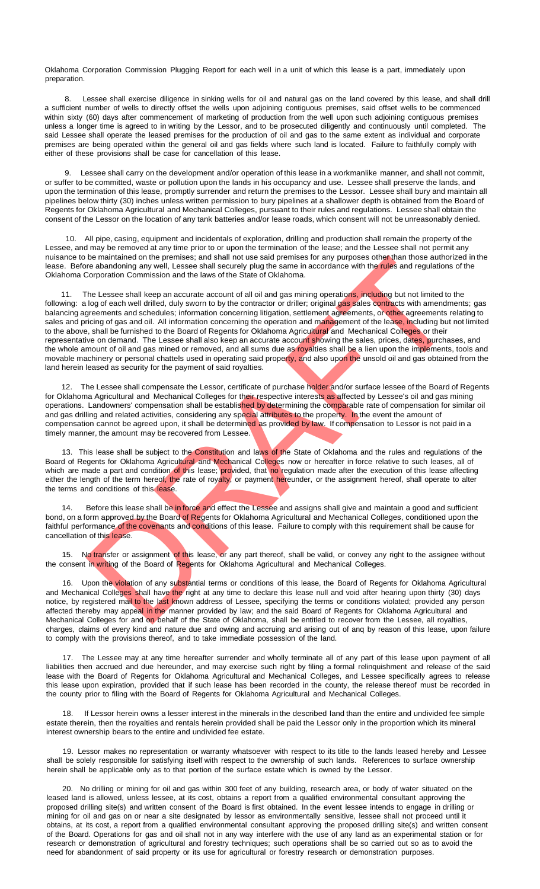Oklahoma Corporation Commission Plugging Report for each well in a unit of which this lease is a part, immediately upon preparation.

8. Lessee shall exercise diligence in sinking wells for oil and natural gas on the land covered by this lease, and shall drill a sufficient number of wells to directly offset the wells upon adjoining contiguous premises, said offset wells to be commenced within sixty (60) days after commencement of marketing of production from the well upon such adjoining contiguous premises unless a longer time is agreed to in writing by the Lessor, and to be prosecuted diligently and continuously until completed. The said Lessee shall operate the leased premises for the production of oil and gas to the same extent as individual and corporate premises are being operated within the general oil and gas fields where such land is located. Failure to faithfully comply with either of these provisions shall be case for cancellation of this lease.

9. Lessee shall carry on the development and/or operation of this lease in a workmanlike manner, and shall not commit, or suffer to be committed, waste or pollution upon the lands in his occupancy and use. Lessee shall preserve the lands, and upon the termination of this lease, promptly surrender and return the premises to the Lessor. Lessee shall bury and maintain all pipelines below thirty (30) inches unless written permission to bury pipelines at a shallower depth is obtained from the Board of Regents for Oklahoma Agricultural and Mechanical Colleges, pursuant to their rules and regulations. Lessee shall obtain the consent of the Lessor on the location of any tank batteries and/or lease roads, which consent will not be unreasonably denied.

10. All pipe, casing, equipment and incidentals of exploration, drilling and production shall remain the property of the Lessee, and may be removed at any time prior to or upon the termination of the lease; and the Lessee shall not permit any nuisance to be maintained on the premises; and shall not use said premises for any purposes other than those authorized in the lease. Before abandoning any well, Lessee shall securely plug the same in accordance with the rules and regulations of the Oklahoma Corporation Commission and the laws of the State of Oklahoma.

11. The Lessee shall keep an accurate account of all oil and gas mining operations, including but not limited to the following: a log of each well drilled, duly sworn to by the contractor or driller; original gas sales contracts with amendments; gas balancing agreements and schedules; information concerning litigation, settlement agreements, or other agreements relating to sales and pricing of gas and oil. All information concerning the operation and management of the lease, including but not limited to the above, shall be furnished to the Board of Regents for Oklahoma Agricultural and Mechanical Colleges or their representative on demand. The Lessee shall also keep an accurate account showing the sales, prices, dates, purchases, and the whole amount of oil and gas mined or removed, and all sums due as royalties shall be a lien upon the implements, tools and movable machinery or personal chattels used in operating said property, and also upon the unsold oil and gas obtained from the land herein leased as security for the payment of said royalties.

12. The Lessee shall compensate the Lessor, certificate of purchase holder and/or surface lessee of the Board of Regents for Oklahoma Agricultural and Mechanical Colleges for their respective interests as affected by Lessee's oil and gas mining operations. Landowners' compensation shall be established by determining the comparable rate of compensation for similar oil and gas drilling and related activities, considering any special attributes to the property. In the event the amount of compensation cannot be agreed upon, it shall be determined as provided by law. If compensation to Lessor is not paid in a timely manner, the amount may be recovered from Lessee.

13. This lease shall be subject to the Constitution and laws of the State of Oklahoma and the rules and regulations of the Board of Regents for Oklahoma Agricultural and Mechanical Colleges now or hereafter in force relative to such leases, all of which are made a part and condition of this lease; provided, that no regulation made after the execution of this lease affecting either the length of the term hereof, the rate of royalty, or payment hereunder, or the assignment hereof, shall operate to alter the terms and conditions of this lease.

14. Before this lease shall be in force and effect the Lessee and assigns shall give and maintain a good and sufficient bond, on a form approved by the Board of Regents for Oklahoma Agricultural and Mechanical Colleges, conditioned upon the faithful performance of the covenants and conditions of this lease. Failure to comply with this requirement shall be cause for cancellation of this lease.

15. No transfer or assignment of this lease, or any part thereof, shall be valid, or convey any right to the assignee without the consent in writing of the Board of Regents for Oklahoma Agricultural and Mechanical Colleges.

16. Upon the violation of any substantial terms or conditions of this lease, the Board of Regents for Oklahoma Agricultural and Mechanical Colleges shall have the right at any time to declare this lease null and void after hearing upon thirty (30) days notice, by registered mail to the last known address of Lessee, specifying the terms or conditions violated; provided any person affected thereby may appeal in the manner provided by law; and the said Board of Regents for Oklahoma Agricultural and Mechanical Colleges for and on behalf of the State of Oklahoma, shall be entitled to recover from the Lessee, all royalties, charges, claims of every kind and nature due and owing and accruing and arising out of anq by reason of this lease, upon failure to comply with the provisions thereof, and to take immediate possession of the land.

17. The Lessee may at any time hereafter surrender and wholly terminate all of any part of this lease upon payment of all liabilities then accrued and due hereunder, and may exercise such right by filing a formal relinquishment and release of the said lease with the Board of Regents for Oklahoma Agricultural and Mechanical Colleges, and Lessee specifically agrees to release this lease upon expiration, provided that if such lease has been recorded in the county, the release thereof must be recorded in the county prior to filing with the Board of Regents for Oklahoma Agricultural and Mechanical Colleges.

18. If Lessor herein owns a lesser interest in the minerals in the described land than the entire and undivided fee simple estate therein, then the royalties and rentals herein provided shall be paid the Lessor only in the proportion which its mineral interest ownership bears to the entire and undivided fee estate.

19. Lessor makes no representation or warranty whatsoever with respect to its title to the lands leased hereby and Lessee shall be solely responsible for satisfying itself with respect to the ownership of such lands. References to surface ownership herein shall be applicable only as to that portion of the surface estate which is owned by the Lessor.

20. No drilling or mining for oil and gas within 300 feet of any building, research area, or body of water situated on the leased land is allowed, unless lessee, at its cost, obtains a report from a qualified environmental consultant approving the proposed drilling site(s) and written consent of the Board is first obtained. In the event lessee intends to engage in drilling or mining for oil and gas on or near a site designated by lessor as environmentally sensitive, lessee shall not proceed until it obtains, at its cost, a report from a qualified environmental consultant approving the proposed drilling site(s) and written consent of the Board. Operations for gas and oil shall not in any way interfere with the use of any land as an experimental station or for research or demonstration of agricultural and forestry techniques; such operations shall be so carried out so as to avoid the need for abandonment of said property or its use for agricultural or forestry research or demonstration purposes.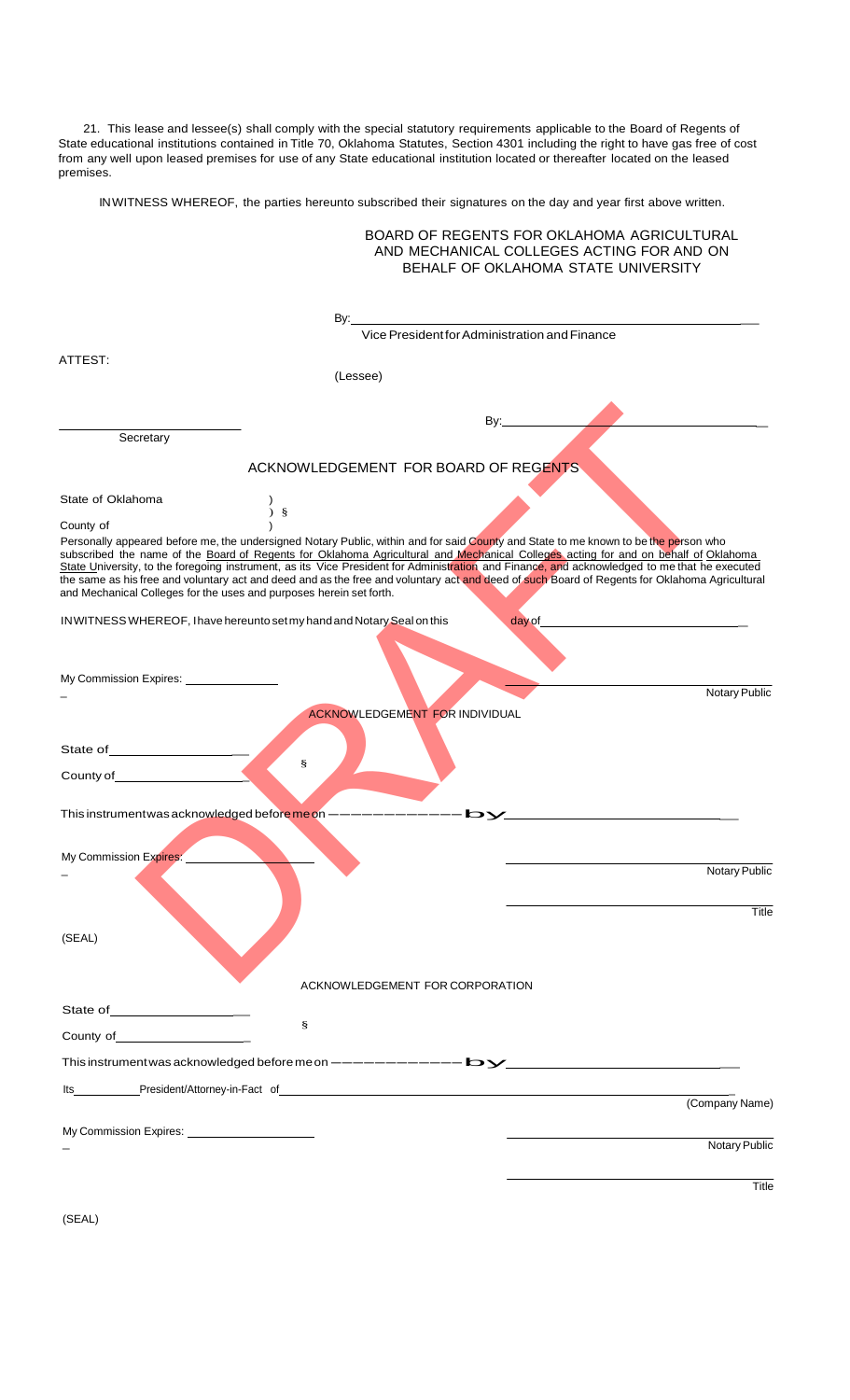21. This lease and lessee(s) shall comply with the special statutory requirements applicable to the Board of Regents of State educational institutions contained in Title 70, Oklahoma Statutes, Section 4301 including the right to have gas free of cost from any well upon leased premises for use of any State educational institution located or thereafter located on the leased premises.

IN WITNESS WHEREOF, the parties hereunto subscribed their signatures on the day and year first above written.

BOARD OF REGENTS FOR OKLAHOMA AGRICULTURAL AND MECHANICAL COLLEGES ACTING FOR AND ON BEHALF OF OKLAHOMA STATE UNIVERSITY

By:\_\_\_\_\_\_\_\_\_\_\_\_\_\_\_\_\_\_\_\_\_\_\_\_\_\_\_\_\_\_\_\_

Vice President for Administration and Finance

ATTEST:

(Lessee)

\_\_\_\_\_\_\_\_\_\_\_\_\_\_\_\_\_\_\_\_ By:\_\_\_\_\_\_\_\_\_\_\_\_\_\_\_\_\_\_\_\_\_\_\_\_\_\_\_\_\_\_\_\_

Secretary

## ACKNOWLEDGEMENT FOR BOARD OF REGENTS

State of Oklahoma )
) §
County of )

Personally appeared before me, the undersigned Notary Public, within and for said County and State to me known to be the person who subscribed the name of the Board of Regents for Oklahoma Agricultural and Mechanical Colleges acting for and on behalf of Oklahoma State University, to the foregoing instrument, as its Vice President for Administration and Finance, and acknowledged to me that he executed the same as his free and voluntary act and deed and as the free and voluntary act and deed of such Board of Regents for Oklahoma Agricultural and Mechanical Colleges for the uses and purposes herein set forth.

IN WITNESS WHEREOF, I have hereunto set my hand and Notary Seal on this \_\_\_\_\_\_ day of \_\_\_\_\_\_\_\_\_\_\_\_\_\_\_\_\_\_\_\_

My Commission Expires: \_\_\_\_\_\_\_\_\_\_\_\_\_\_

\_\_\_\_\_\_\_\_\_\_\_\_\_\_\_\_\_\_\_\_\_\_\_\_\_\_\_\_
Notary Public

## ACKNOWLEDGEMENT FOR INDIVIDUAL

State of\_\_\_\_\_\_\_\_\_\_\_\_\_\_\_\_\_\_\_\_
§
County of\_\_\_\_\_\_\_\_\_\_\_\_\_\_\_\_\_\_\_

This instrument was acknowledged before me on \_\_\_\_\_\_\_\_\_\_\_\_\_\_ by\_\_\_\_\_\_\_\_\_\_\_\_\_\_\_\_\_\_\_\_\_\_\_\_\_\_\_\_

My Commission Expires: \_\_\_\_\_\_\_\_\_\_\_\_\_\_

\_\_\_\_\_\_\_\_\_\_\_\_\_\_\_\_\_\_\_\_\_\_\_\_\_\_\_\_
Notary Public

\_\_\_\_\_\_\_\_\_\_\_\_\_\_\_\_\_\_\_\_\_\_\_\_\_\_\_\_
Title

(SEAL)

## ACKNOWLEDGEMENT FOR CORPORATION

State of\_\_\_\_\_\_\_\_\_\_\_\_\_\_\_\_\_\_\_\_
§
County of\_\_\_\_\_\_\_\_\_\_\_\_\_\_\_\_\_\_\_

This instrument was acknowledged before me on \_\_\_\_\_\_\_\_\_\_\_\_\_\_ by\_\_\_\_\_\_\_\_\_\_\_\_\_\_\_\_\_\_\_\_\_\_\_\_\_\_\_\_

Its\_\_\_\_\_\_\_\_\_\_President/Attorney-in-Fact of\_\_\_\_\_\_\_\_\_\_\_\_\_\_\_\_\_\_\_\_\_\_\_\_\_\_\_\_\_\_\_\_\_\_\_\_\_\_
(Company Name)

My Commission Expires: \_\_\_\_\_\_\_\_\_\_\_\_\_\_

\_\_\_\_\_\_\_\_\_\_\_\_\_\_\_\_\_\_\_\_\_\_\_\_\_\_\_\_
Notary Public

\_\_\_\_\_\_\_\_\_\_\_\_\_\_\_\_\_\_\_\_\_\_\_\_\_\_\_\_
Title

(SEAL)

DRAFT